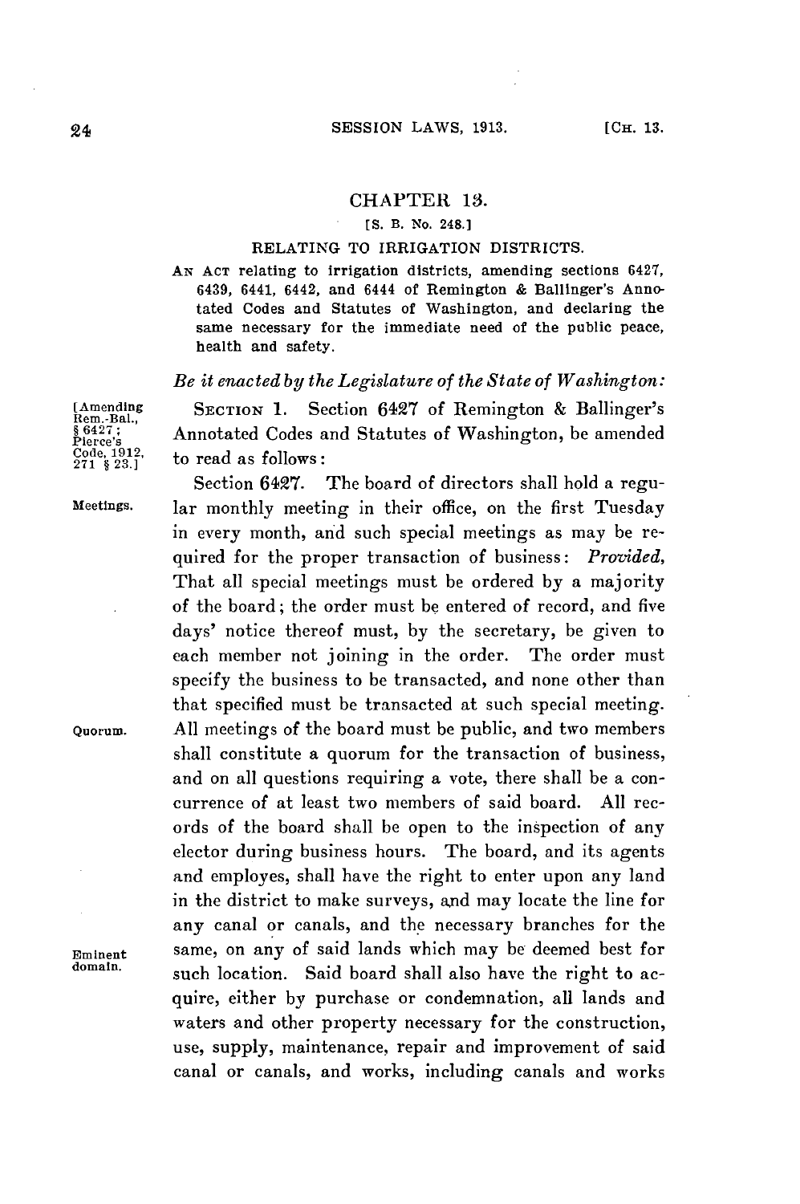# CHAPTER 13.

[S. B. No. 248.]

## RELATING TO IRRIGATION DISTRICTS.

AN ACT relating to irrigation districts, amending sections 6427, 6439, 6441, 6442, and 6444 of Remington & Ballinger's Annotated Codes and Statutes of Washington, and declaring the same necessary for the immediate need of the public peace, health and safety.

*Be it enacted by the Legislature of the State of Washington:*

[Amending Rem.-Bal., § 6427; Pierce's Code, 1912, 271 § 23.]

SECTION 1. Section 6427 of Remington & Ballinger's Annotated Codes and Statutes of Washington, be amended to read as follows:

Meetings.

Section 6427. The board of directors shall hold a regular monthly meeting in their office, on the first Tuesday in every month, and such special meetings as may be required for the proper transaction of business: *Provided*, That all special meetings must be ordered by a majority of the board; the order must be entered of record, and five days' notice thereof must, by the secretary, be given to each member not joining in the order. The order must specify the business to be transacted, and none other than that specified must be transacted at such special meeting.

Quorum.

All meetings of the board must be public, and two members shall constitute a quorum for the transaction of business, and on all questions requiring a vote, there shall be a concurrence of at least two members of said board. All records of the board shall be open to the inspection of any elector during business hours. The board, and its agents and employes, shall have the right to enter upon any land in the district to make surveys, and may locate the line for any canal or canals, and the necessary branches for the same, on any of said lands which may be deemed best for such location.

Eminent domain.

Said board shall also have the right to acquire, either by purchase or condemnation, all lands and waters and other property necessary for the construction, use, supply, maintenance, repair and improvement of said canal or canals, and works, including canals and works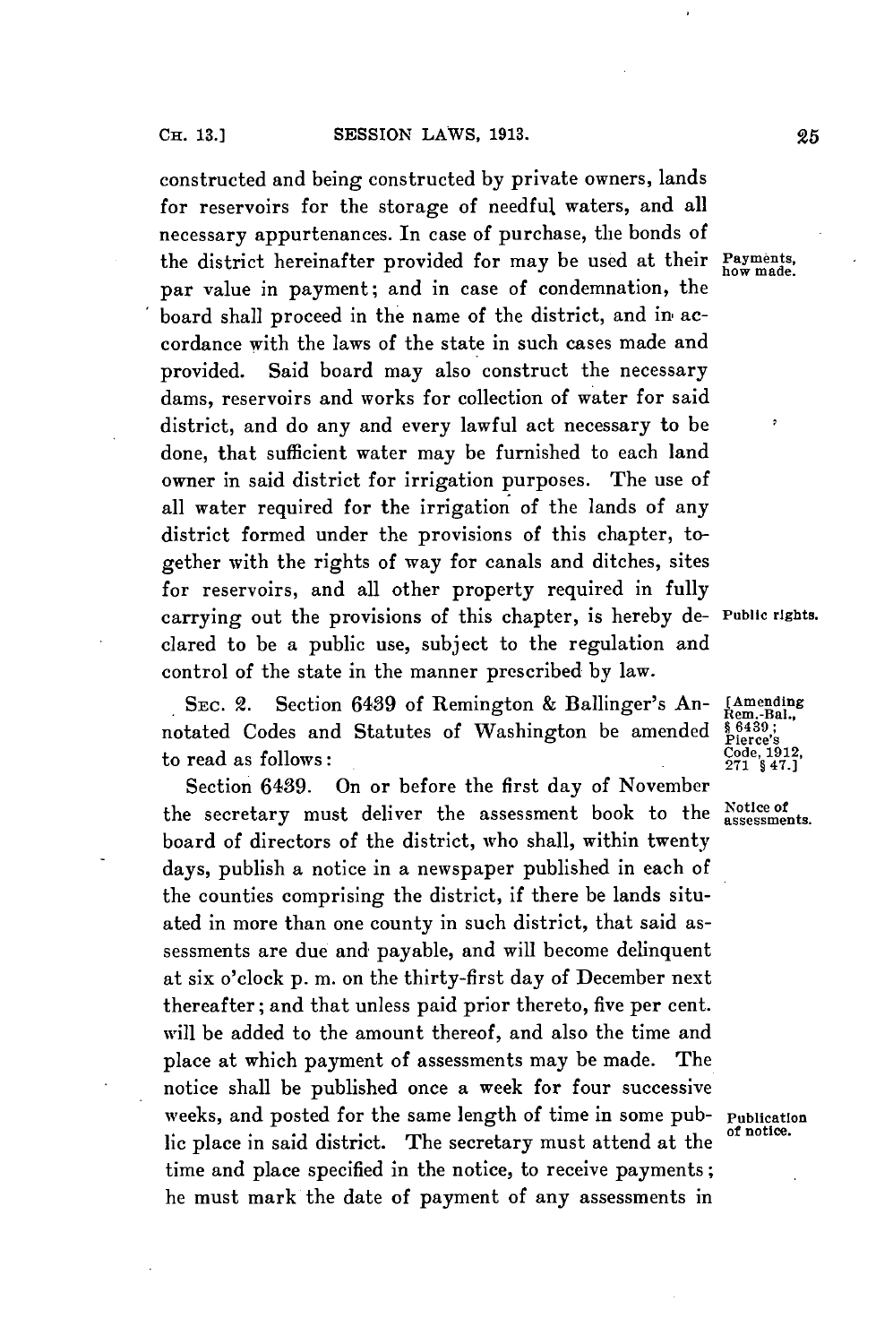constructed and being constructed by private owners, lands for reservoirs for the storage of needful waters, and all necessary appurtenances. In case of purchase, the bonds of the district hereinafter provided for may be used at their par value in payment; and in case of condemnation, the board shall proceed in the name of the district, and in accordance with the laws of the state in such cases made and provided. Said board may also construct the necessary dams, reservoirs and works for collection of water for said district, and do any and every lawful act necessary to be done, that sufficient water may be furnished to each land owner in said district for irrigation purposes. The use of all water required for the irrigation of the lands of any district formed under the provisions of this chapter, together with the rights of way for canals and ditches, sites for reservoirs, and all other property required in fully carrying out the provisions of this chapter, is hereby declared to be a public use, subject to the regulation and control of the state in the manner prescribed by law.

*Payments, how made.*

*Public rights.*

SEC. 2. Section 6439 of Remington & Ballinger's Annotated Codes and Statutes of Washington be amended to read as follows:

*[Amending Rem.-Bal., § 6439; Pierce's Code, 1912, 271 § 47.]*

Section 6439. On or before the first day of November the secretary must deliver the assessment book to the board of directors of the district, who shall, within twenty days, publish a notice in a newspaper published in each of the counties comprising the district, if there be lands situated in more than one county in such district, that said assessments are due and payable, and will become delinquent at six o'clock p. m. on the thirty-first day of December next thereafter; and that unless paid prior thereto, five per cent. will be added to the amount thereof, and also the time and place at which payment of assessments may be made. The notice shall be published once a week for four successive weeks, and posted for the same length of time in some public place in said district. The secretary must attend at the time and place specified in the notice, to receive payments; he must mark the date of payment of any assessments in

*Notice of assessments.*

*Publication of notice.*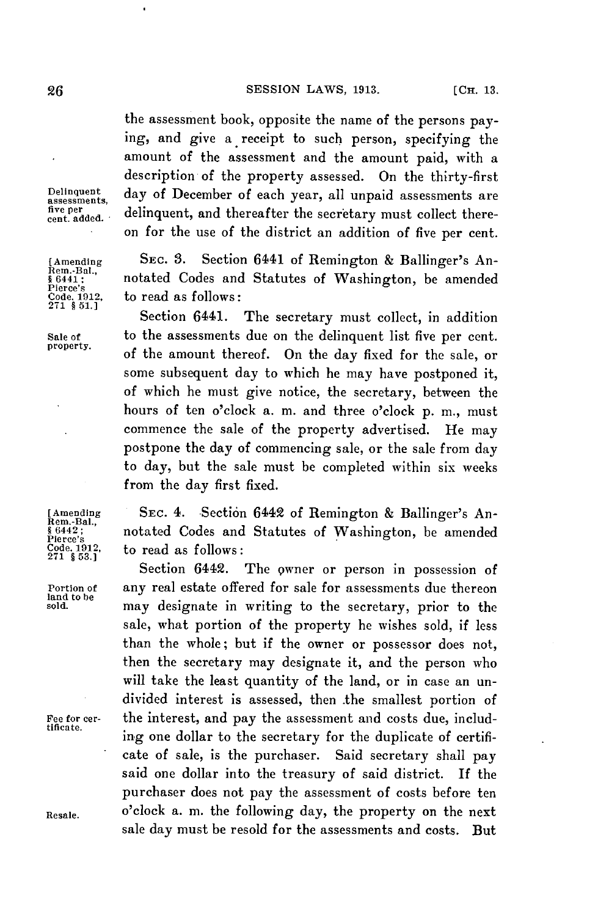the assessment book, opposite the name of the persons paying, and give a receipt to such person, specifying the amount of the assessment and the amount paid, with a description of the property assessed. On the thirty-first day of December of each year, all unpaid assessments are delinquent, and thereafter the secretary must collect thereon for the use of the district an addition of five per cent.

Delinquent assessments, five per cent. added.

[Amending Rem.-Bal., § 6441; Pierce's Code, 1912, 271 § 51.]

SEC. 3. Section 6441 of Remington & Ballinger's Annotated Codes and Statutes of Washington, be amended to read as follows:

Sale of property.

Section 6441. The secretary must collect, in addition to the assessments due on the delinquent list five per cent. of the amount thereof. On the day fixed for the sale, or some subsequent day to which he may have postponed it, of which he must give notice, the secretary, between the hours of ten o'clock a. m. and three o'clock p. m., must commence the sale of the property advertised. He may postpone the day of commencing sale, or the sale from day to day, but the sale must be completed within six weeks from the day first fixed.

[Amending Rem.-Bal., § 6442; Pierce's Code, 1912, 271 § 53.]

SEC. 4. Section 6442 of Remington & Ballinger's Annotated Codes and Statutes of Washington, be amended to read as follows:

Portion of land to be sold.

Section 6442. The owner or person in possession of any real estate offered for sale for assessments due thereon may designate in writing to the secretary, prior to the sale, what portion of the property he wishes sold, if less than the whole; but if the owner or possessor does not, then the secretary may designate it, and the person who will take the least quantity of the land, or in case an undivided interest is assessed, then the smallest portion of the interest, and pay the assessment and costs due, including one dollar to the secretary for the duplicate of certificate of sale, is the purchaser. Said secretary shall pay said one dollar into the treasury of said district. If the purchaser does not pay the assessment of costs before ten o'clock a. m. the following day, the property on the next sale day must be resold for the assessments and costs. But

Fee for certificate.

Resale.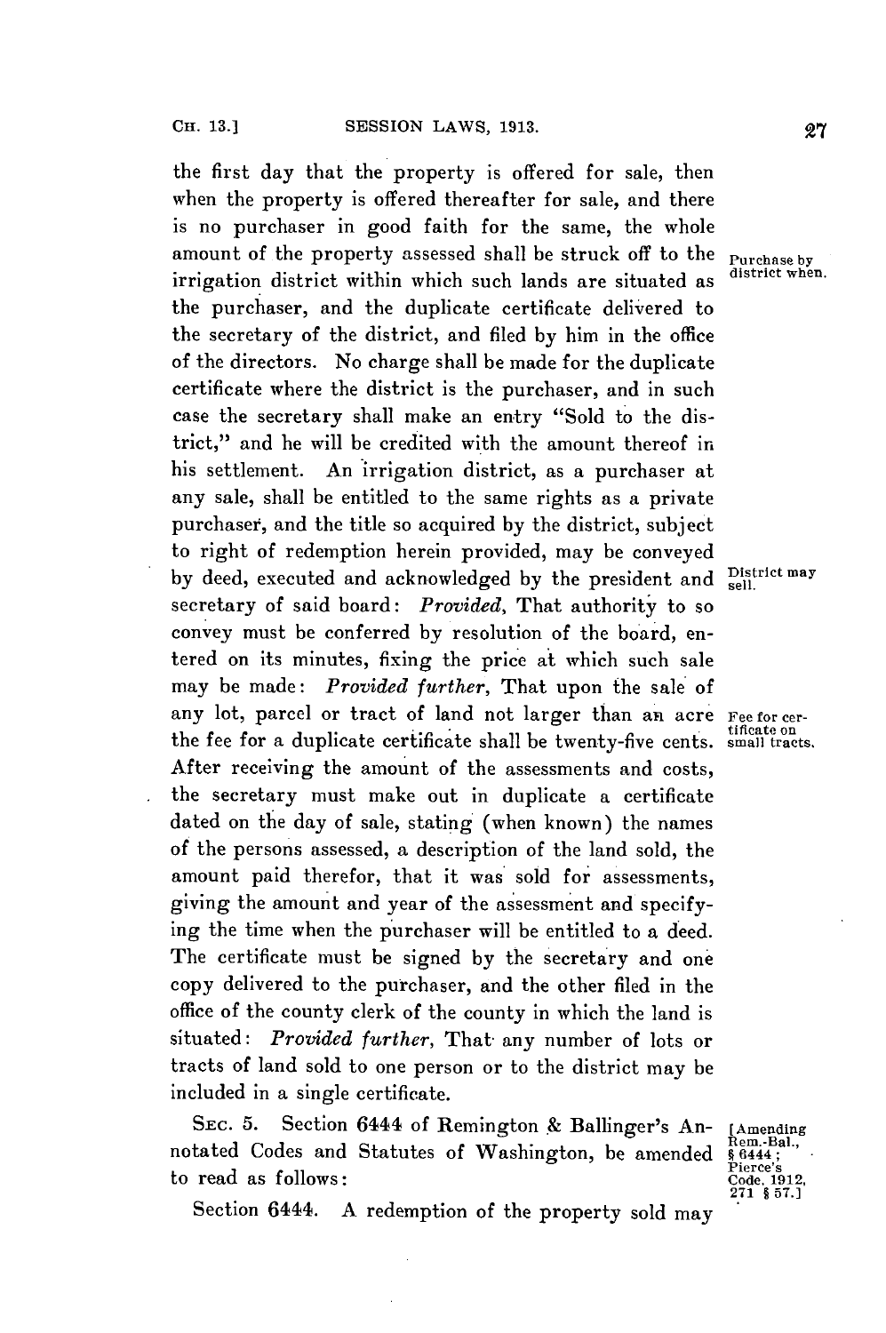the first day that the property is offered for sale, then when the property is offered thereafter for sale, and there is no purchaser in good faith for the same, the whole amount of the property assessed shall be struck off to the irrigation district within which such lands are situated as the purchaser, and the duplicate certificate delivered to the secretary of the district, and filed by him in the office of the directors. No charge shall be made for the duplicate certificate where the district is the purchaser, and in such case the secretary shall make an entry "Sold to the district," and he will be credited with the amount thereof in his settlement. An irrigation district, as a purchaser at any sale, shall be entitled to the same rights as a private purchaser, and the title so acquired by the district, subject to right of redemption herein provided, may be conveyed by deed, executed and acknowledged by the president and secretary of said board: *Provided,* That authority to so convey must be conferred by resolution of the board, entered on its minutes, fixing the price at which such sale may be made: *Provided further,* That upon the sale of any lot, parcel or tract of land not larger than an acre the fee for a duplicate certificate shall be twenty-five cents. After receiving the amount of the assessments and costs, the secretary must make out in duplicate a certificate dated on the day of sale, stating (when known) the names of the persons assessed, a description of the land sold, the amount paid therefor, that it was sold for assessments, giving the amount and year of the assessment and specifying the time when the purchaser will be entitled to a deed. The certificate must be signed by the secretary and one copy delivered to the purchaser, and the other filed in the office of the county clerk of the county in which the land is situated: *Provided further,* That any number of lots or tracts of land sold to one person or to the district may be included in a single certificate.

Purchase by district when.

District may sell.

Fee for certificate on small tracts.

SEC. 5. Section 6444 of Remington & Ballinger's Annotated Codes and Statutes of Washington, be amended to read as follows:

[Amending Rem.-Bal., § 6444; Pierce's Code, 1912, 271 § 57.]

Section 6444. A redemption of the property sold may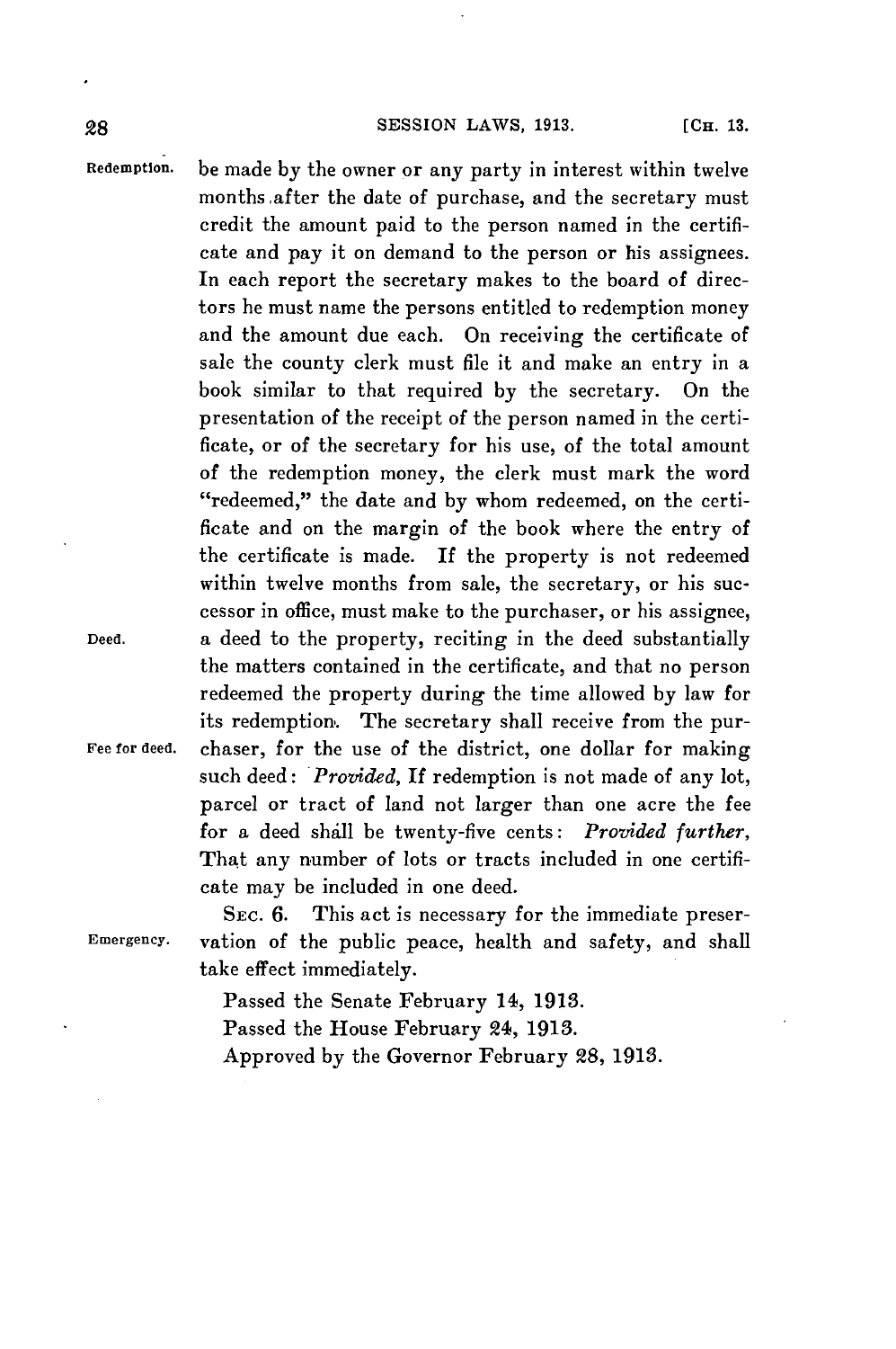Redemption. be made by the owner or any party in interest within twelve months after the date of purchase, and the secretary must credit the amount paid to the person named in the certificate and pay it on demand to the person or his assignees. In each report the secretary makes to the board of directors he must name the persons entitled to redemption money and the amount due each. On receiving the certificate of sale the county clerk must file it and make an entry in a book similar to that required by the secretary. On the presentation of the receipt of the person named in the certificate, or of the secretary for his use, of the total amount of the redemption money, the clerk must mark the word "redeemed," the date and by whom redeemed, on the certificate and on the margin of the book where the entry of the certificate is made. If the property is not redeemed within twelve months from sale, the secretary, or his successor in office, must make to the purchaser, or his assignee, a deed to the property, reciting in the deed substantially the matters contained in the certificate, and that no person redeemed the property during the time allowed by law for its redemption. The secretary shall receive from the purchaser, for the use of the district, one dollar for making such deed: *Provided*, If redemption is not made of any lot, parcel or tract of land not larger than one acre the fee for a deed shall be twenty-five cents: *Provided further*, That any number of lots or tracts included in one certificate may be included in one deed.

Deed.

Fee for deed.

Emergency. SEC. 6. This act is necessary for the immediate preservation of the public peace, health and safety, and shall take effect immediately.

Passed the Senate February 14, 1913.

Passed the House February 24, 1913.

Approved by the Governor February 28, 1913.